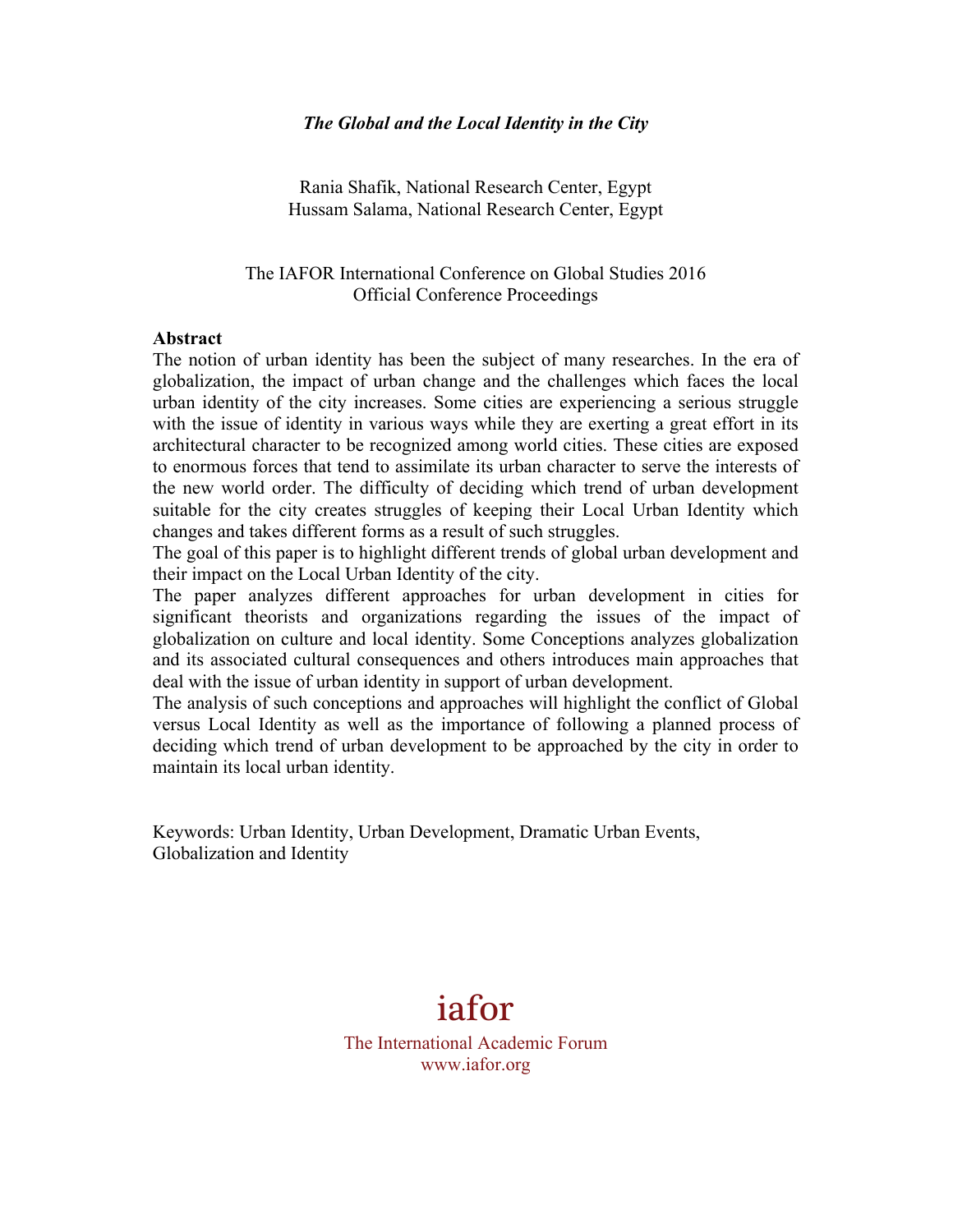# *The Global and the Local Identity in the City*

Rania Shafik, National Research Center, Egypt
Hussam Salama, National Research Center, Egypt

The IAFOR International Conference on Global Studies 2016
Official Conference Proceedings

## Abstract

The notion of urban identity has been the subject of many researches. In the era of globalization, the impact of urban change and the challenges which faces the local urban identity of the city increases. Some cities are experiencing a serious struggle with the issue of identity in various ways while they are exerting a great effort in its architectural character to be recognized among world cities. These cities are exposed to enormous forces that tend to assimilate its urban character to serve the interests of the new world order. The difficulty of deciding which trend of urban development suitable for the city creates struggles of keeping their Local Urban Identity which changes and takes different forms as a result of such struggles.

The goal of this paper is to highlight different trends of global urban development and their impact on the Local Urban Identity of the city.

The paper analyzes different approaches for urban development in cities for significant theorists and organizations regarding the issues of the impact of globalization on culture and local identity. Some Conceptions analyzes globalization and its associated cultural consequences and others introduces main approaches that deal with the issue of urban identity in support of urban development.

The analysis of such conceptions and approaches will highlight the conflict of Global versus Local Identity as well as the importance of following a planned process of deciding which trend of urban development to be approached by the city in order to maintain its local urban identity.

Keywords: Urban Identity, Urban Development, Dramatic Urban Events, Globalization and Identity

iafor

The International Academic Forum
www.iafor.org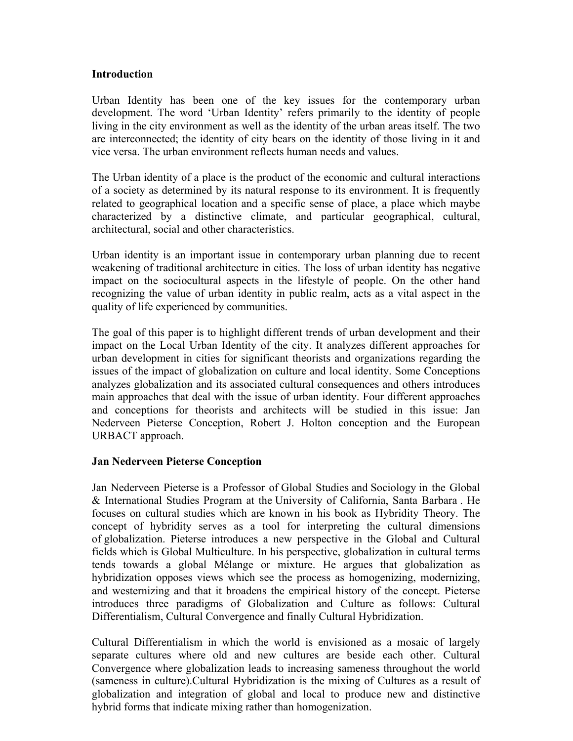## Introduction

Urban Identity has been one of the key issues for the contemporary urban development. The word 'Urban Identity' refers primarily to the identity of people living in the city environment as well as the identity of the urban areas itself. The two are interconnected; the identity of city bears on the identity of those living in it and vice versa. The urban environment reflects human needs and values.

The Urban identity of a place is the product of the economic and cultural interactions of a society as determined by its natural response to its environment. It is frequently related to geographical location and a specific sense of place, a place which maybe characterized by a distinctive climate, and particular geographical, cultural, architectural, social and other characteristics.

Urban identity is an important issue in contemporary urban planning due to recent weakening of traditional architecture in cities. The loss of urban identity has negative impact on the sociocultural aspects in the lifestyle of people. On the other hand recognizing the value of urban identity in public realm, acts as a vital aspect in the quality of life experienced by communities.

The goal of this paper is to highlight different trends of urban development and their impact on the Local Urban Identity of the city. It analyzes different approaches for urban development in cities for significant theorists and organizations regarding the issues of the impact of globalization on culture and local identity. Some Conceptions analyzes globalization and its associated cultural consequences and others introduces main approaches that deal with the issue of urban identity. Four different approaches and conceptions for theorists and architects will be studied in this issue: Jan Nederveen Pieterse Conception, Robert J. Holton conception and the European URBACT approach.

## Jan Nederveen Pieterse Conception

Jan Nederveen Pieterse is a Professor of Global Studies and Sociology in the Global & International Studies Program at the University of California, Santa Barbara . He focuses on cultural studies which are known in his book as Hybridity Theory. The concept of hybridity serves as a tool for interpreting the cultural dimensions of globalization. Pieterse introduces a new perspective in the Global and Cultural fields which is Global Multiculture. In his perspective, globalization in cultural terms tends towards a global Mélange or mixture. He argues that globalization as hybridization opposes views which see the process as homogenizing, modernizing, and westernizing and that it broadens the empirical history of the concept. Pieterse introduces three paradigms of Globalization and Culture as follows: Cultural Differentialism, Cultural Convergence and finally Cultural Hybridization.

Cultural Differentialism in which the world is envisioned as a mosaic of largely separate cultures where old and new cultures are beside each other. Cultural Convergence where globalization leads to increasing sameness throughout the world (sameness in culture).Cultural Hybridization is the mixing of Cultures as a result of globalization and integration of global and local to produce new and distinctive hybrid forms that indicate mixing rather than homogenization.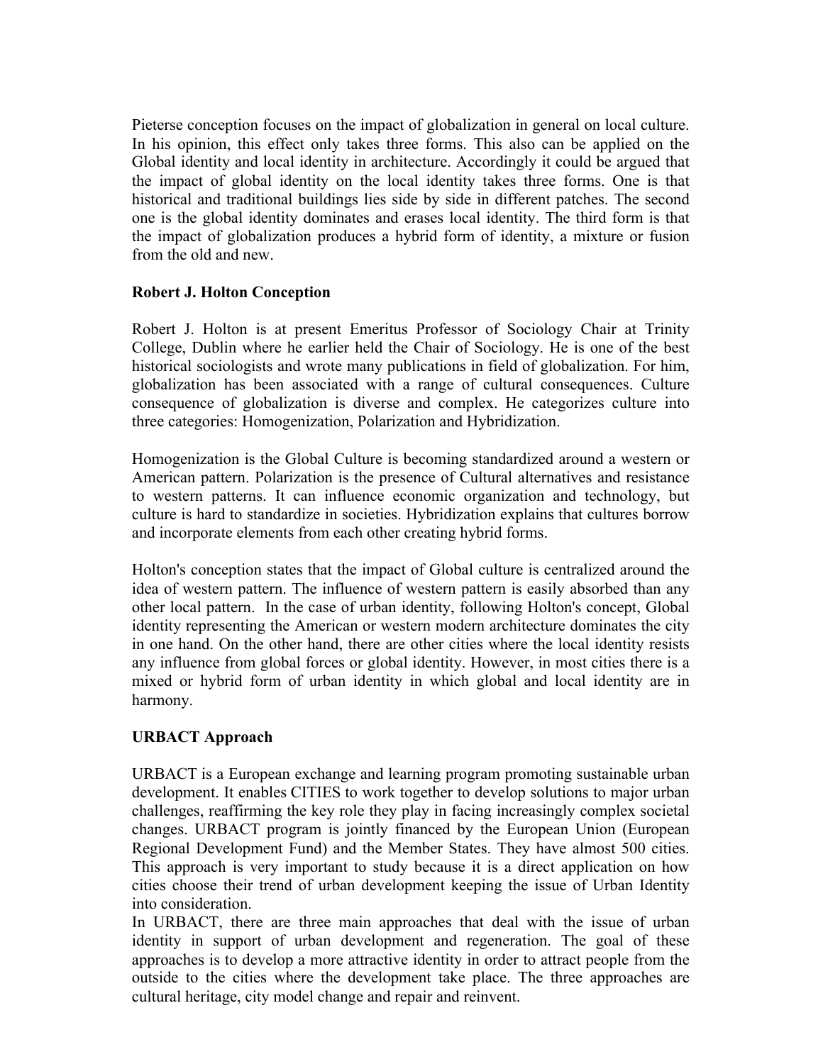Pieterse conception focuses on the impact of globalization in general on local culture. In his opinion, this effect only takes three forms. This also can be applied on the Global identity and local identity in architecture. Accordingly it could be argued that the impact of global identity on the local identity takes three forms. One is that historical and traditional buildings lies side by side in different patches. The second one is the global identity dominates and erases local identity. The third form is that the impact of globalization produces a hybrid form of identity, a mixture or fusion from the old and new.

**Robert J. Holton Conception**

Robert J. Holton is at present Emeritus Professor of Sociology Chair at Trinity College, Dublin where he earlier held the Chair of Sociology. He is one of the best historical sociologists and wrote many publications in field of globalization. For him, globalization has been associated with a range of cultural consequences. Culture consequence of globalization is diverse and complex. He categorizes culture into three categories: Homogenization, Polarization and Hybridization.

Homogenization is the Global Culture is becoming standardized around a western or American pattern. Polarization is the presence of Cultural alternatives and resistance to western patterns. It can influence economic organization and technology, but culture is hard to standardize in societies. Hybridization explains that cultures borrow and incorporate elements from each other creating hybrid forms.

Holton's conception states that the impact of Global culture is centralized around the idea of western pattern. The influence of western pattern is easily absorbed than any other local pattern. In the case of urban identity, following Holton's concept, Global identity representing the American or western modern architecture dominates the city in one hand. On the other hand, there are other cities where the local identity resists any influence from global forces or global identity. However, in most cities there is a mixed or hybrid form of urban identity in which global and local identity are in harmony.

**URBACT Approach**

URBACT is a European exchange and learning program promoting sustainable urban development. It enables CITIES to work together to develop solutions to major urban challenges, reaffirming the key role they play in facing increasingly complex societal changes. URBACT program is jointly financed by the European Union (European Regional Development Fund) and the Member States. They have almost 500 cities. This approach is very important to study because it is a direct application on how cities choose their trend of urban development keeping the issue of Urban Identity into consideration.

In URBACT, there are three main approaches that deal with the issue of urban identity in support of urban development and regeneration. The goal of these approaches is to develop a more attractive identity in order to attract people from the outside to the cities where the development take place. The three approaches are cultural heritage, city model change and repair and reinvent.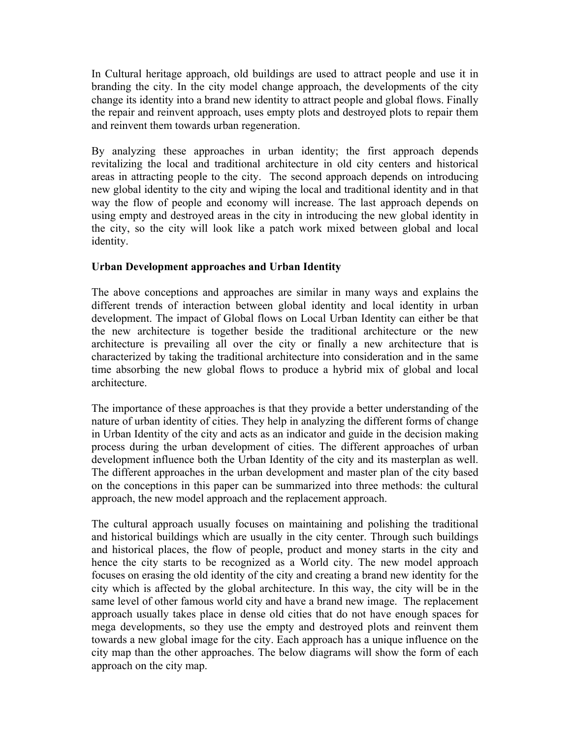In Cultural heritage approach, old buildings are used to attract people and use it in branding the city. In the city model change approach, the developments of the city change its identity into a brand new identity to attract people and global flows. Finally the repair and reinvent approach, uses empty plots and destroyed plots to repair them and reinvent them towards urban regeneration.

By analyzing these approaches in urban identity; the first approach depends revitalizing the local and traditional architecture in old city centers and historical areas in attracting people to the city. The second approach depends on introducing new global identity to the city and wiping the local and traditional identity and in that way the flow of people and economy will increase. The last approach depends on using empty and destroyed areas in the city in introducing the new global identity in the city, so the city will look like a patch work mixed between global and local identity.

**Urban Development approaches and Urban Identity**

The above conceptions and approaches are similar in many ways and explains the different trends of interaction between global identity and local identity in urban development. The impact of Global flows on Local Urban Identity can either be that the new architecture is together beside the traditional architecture or the new architecture is prevailing all over the city or finally a new architecture that is characterized by taking the traditional architecture into consideration and in the same time absorbing the new global flows to produce a hybrid mix of global and local architecture.

The importance of these approaches is that they provide a better understanding of the nature of urban identity of cities. They help in analyzing the different forms of change in Urban Identity of the city and acts as an indicator and guide in the decision making process during the urban development of cities. The different approaches of urban development influence both the Urban Identity of the city and its masterplan as well. The different approaches in the urban development and master plan of the city based on the conceptions in this paper can be summarized into three methods: the cultural approach, the new model approach and the replacement approach.

The cultural approach usually focuses on maintaining and polishing the traditional and historical buildings which are usually in the city center. Through such buildings and historical places, the flow of people, product and money starts in the city and hence the city starts to be recognized as a World city. The new model approach focuses on erasing the old identity of the city and creating a brand new identity for the city which is affected by the global architecture. In this way, the city will be in the same level of other famous world city and have a brand new image. The replacement approach usually takes place in dense old cities that do not have enough spaces for mega developments, so they use the empty and destroyed plots and reinvent them towards a new global image for the city. Each approach has a unique influence on the city map than the other approaches. The below diagrams will show the form of each approach on the city map.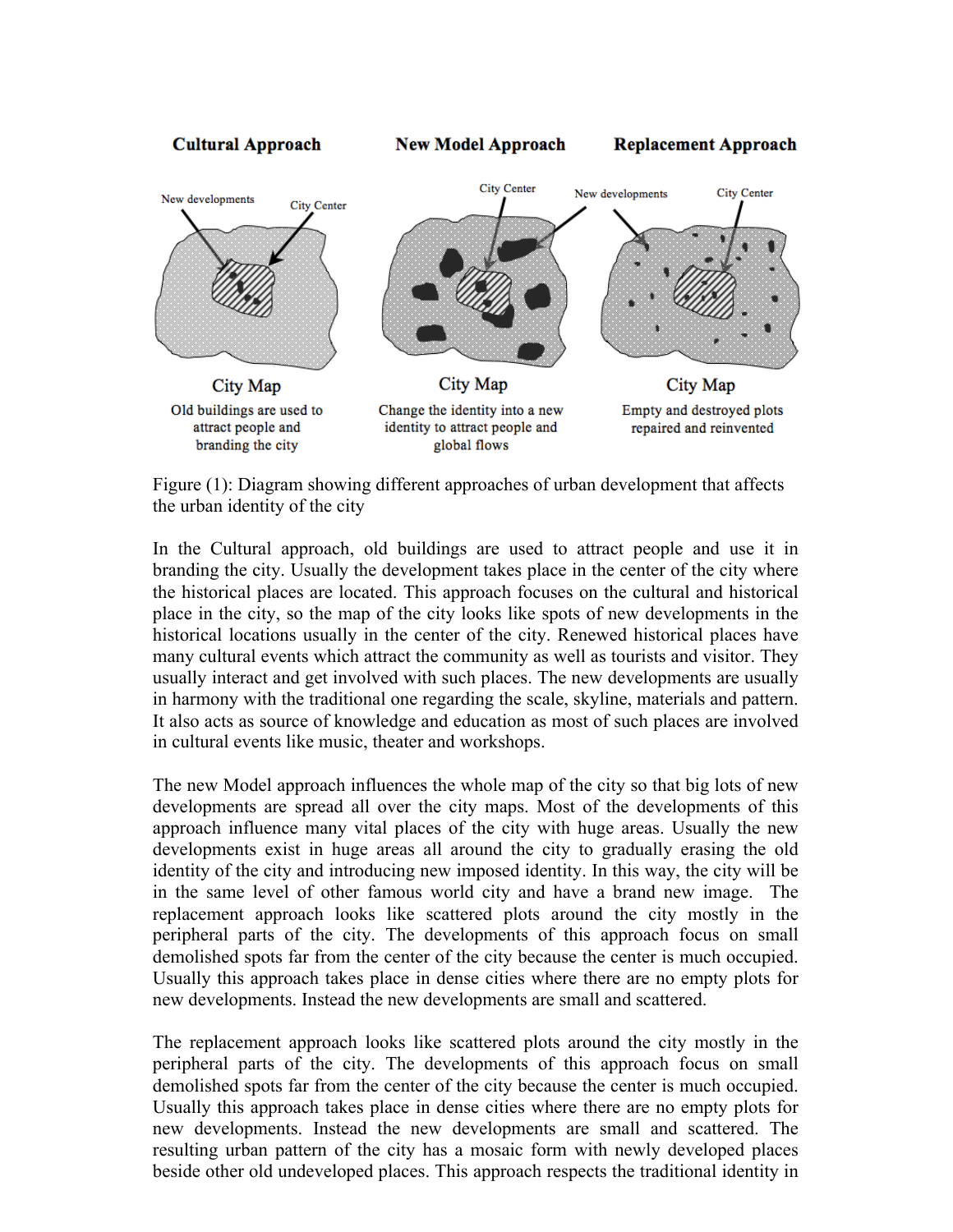Figure (1): Diagram showing different approaches of urban development that affects the urban identity of the city

In the Cultural approach, old buildings are used to attract people and use it in branding the city. Usually the development takes place in the center of the city where the historical places are located. This approach focuses on the cultural and historical place in the city, so the map of the city looks like spots of new developments in the historical locations usually in the center of the city. Renewed historical places have many cultural events which attract the community as well as tourists and visitor. They usually interact and get involved with such places. The new developments are usually in harmony with the traditional one regarding the scale, skyline, materials and pattern. It also acts as source of knowledge and education as most of such places are involved in cultural events like music, theater and workshops.

The new Model approach influences the whole map of the city so that big lots of new developments are spread all over the city maps. Most of the developments of this approach influence many vital places of the city with huge areas. Usually the new developments exist in huge areas all around the city to gradually erasing the old identity of the city and introducing new imposed identity. In this way, the city will be in the same level of other famous world city and have a brand new image. The replacement approach looks like scattered plots around the city mostly in the peripheral parts of the city. The developments of this approach focus on small demolished spots far from the center of the city because the center is much occupied. Usually this approach takes place in dense cities where there are no empty plots for new developments. Instead the new developments are small and scattered.

The replacement approach looks like scattered plots around the city mostly in the peripheral parts of the city. The developments of this approach focus on small demolished spots far from the center of the city because the center is much occupied. Usually this approach takes place in dense cities where there are no empty plots for new developments. Instead the new developments are small and scattered. The resulting urban pattern of the city has a mosaic form with newly developed places beside other old undeveloped places. This approach respects the traditional identity in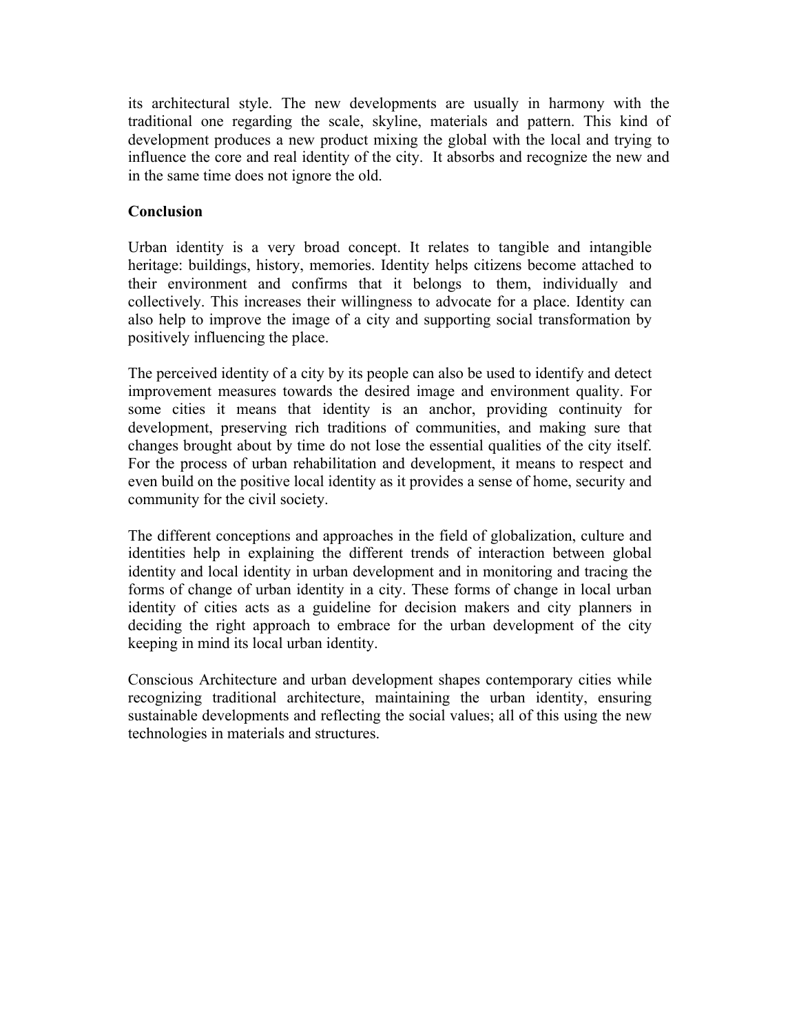its architectural style. The new developments are usually in harmony with the traditional one regarding the scale, skyline, materials and pattern. This kind of development produces a new product mixing the global with the local and trying to influence the core and real identity of the city. It absorbs and recognize the new and in the same time does not ignore the old.

## Conclusion

Urban identity is a very broad concept. It relates to tangible and intangible heritage: buildings, history, memories. Identity helps citizens become attached to their environment and confirms that it belongs to them, individually and collectively. This increases their willingness to advocate for a place. Identity can also help to improve the image of a city and supporting social transformation by positively influencing the place.

The perceived identity of a city by its people can also be used to identify and detect improvement measures towards the desired image and environment quality. For some cities it means that identity is an anchor, providing continuity for development, preserving rich traditions of communities, and making sure that changes brought about by time do not lose the essential qualities of the city itself. For the process of urban rehabilitation and development, it means to respect and even build on the positive local identity as it provides a sense of home, security and community for the civil society.

The different conceptions and approaches in the field of globalization, culture and identities help in explaining the different trends of interaction between global identity and local identity in urban development and in monitoring and tracing the forms of change of urban identity in a city. These forms of change in local urban identity of cities acts as a guideline for decision makers and city planners in deciding the right approach to embrace for the urban development of the city keeping in mind its local urban identity.

Conscious Architecture and urban development shapes contemporary cities while recognizing traditional architecture, maintaining the urban identity, ensuring sustainable developments and reflecting the social values; all of this using the new technologies in materials and structures.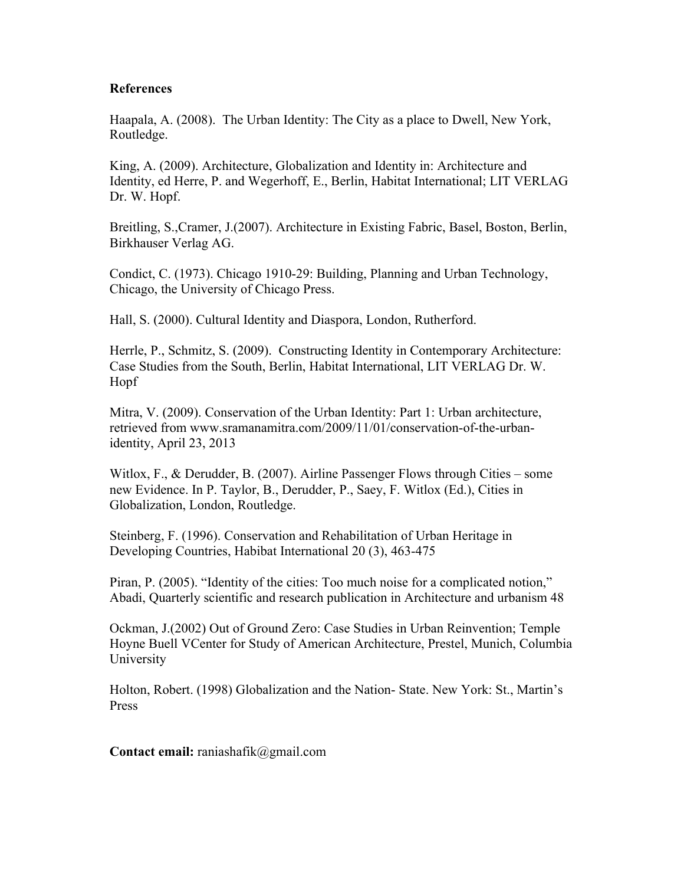**References**

Haapala, A. (2008). The Urban Identity: The City as a place to Dwell, New York, Routledge.

King, A. (2009). Architecture, Globalization and Identity in: Architecture and Identity, ed Herre, P. and Wegerhoff, E., Berlin, Habitat International; LIT VERLAG Dr. W. Hopf.

Breitling, S.,Cramer, J.(2007). Architecture in Existing Fabric, Basel, Boston, Berlin, Birkhauser Verlag AG.

Condict, C. (1973). Chicago 1910-29: Building, Planning and Urban Technology, Chicago, the University of Chicago Press.

Hall, S. (2000). Cultural Identity and Diaspora, London, Rutherford.

Herrle, P., Schmitz, S. (2009). Constructing Identity in Contemporary Architecture: Case Studies from the South, Berlin, Habitat International, LIT VERLAG Dr. W. Hopf

Mitra, V. (2009). Conservation of the Urban Identity: Part 1: Urban architecture, retrieved from www.sramanamitra.com/2009/11/01/conservation-of-the-urban-identity, April 23, 2013

Witlox, F., & Derudder, B. (2007). Airline Passenger Flows through Cities – some new Evidence. In P. Taylor, B., Derudder, P., Saey, F. Witlox (Ed.), Cities in Globalization, London, Routledge.

Steinberg, F. (1996). Conservation and Rehabilitation of Urban Heritage in Developing Countries, Habibat International 20 (3), 463-475

Piran, P. (2005). "Identity of the cities: Too much noise for a complicated notion," Abadi, Quarterly scientific and research publication in Architecture and urbanism 48

Ockman, J.(2002) Out of Ground Zero: Case Studies in Urban Reinvention; Temple Hoyne Buell VCenter for Study of American Architecture, Prestel, Munich, Columbia University

Holton, Robert. (1998) Globalization and the Nation- State. New York: St., Martin's Press

**Contact email:** raniashafik@gmail.com